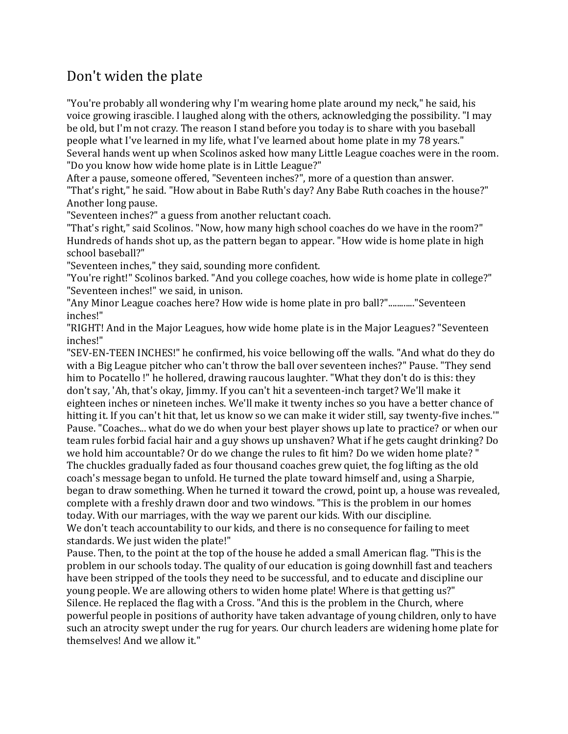# Don't widen the plate

"You're probably all wondering why I'm wearing home plate around my neck," he said, his voice growing irascible. I laughed along with the others, acknowledging the possibility. "I may be old, but I'm not crazy. The reason I stand before you today is to share with you baseball people what I've learned in my life, what I've learned about home plate in my 78 years."
Several hands went up when Scolinos asked how many Little League coaches were in the room.
"Do you know how wide home plate is in Little League?"
After a pause, someone offered, "Seventeen inches?", more of a question than answer.
"That's right," he said. "How about in Babe Ruth's day? Any Babe Ruth coaches in the house?"
Another long pause.
"Seventeen inches?" a guess from another reluctant coach.
"That's right," said Scolinos. "Now, how many high school coaches do we have in the room?"
Hundreds of hands shot up, as the pattern began to appear. "How wide is home plate in high school baseball?"
"Seventeen inches," they said, sounding more confident.
"You're right!" Scolinos barked. "And you college coaches, how wide is home plate in college?"
"Seventeen inches!" we said, in unison.
"Any Minor League coaches here? How wide is home plate in pro ball?"..........."Seventeen inches!"
"RIGHT! And in the Major Leagues, how wide home plate is in the Major Leagues? "Seventeen inches!"
"SEV-EN-TEEN INCHES!" he confirmed, his voice bellowing off the walls. "And what do they do with a Big League pitcher who can't throw the ball over seventeen inches?" Pause. "They send him to Pocatello !" he hollered, drawing raucous laughter. "What they don't do is this: they don't say, 'Ah, that's okay, Jimmy. If you can't hit a seventeen-inch target? We'll make it eighteen inches or nineteen inches. We'll make it twenty inches so you have a better chance of hitting it. If you can't hit that, let us know so we can make it wider still, say twenty-five inches.'"
Pause. "Coaches... what do we do when your best player shows up late to practice? or when our team rules forbid facial hair and a guy shows up unshaven? What if he gets caught drinking? Do we hold him accountable? Or do we change the rules to fit him? Do we widen home plate? "
The chuckles gradually faded as four thousand coaches grew quiet, the fog lifting as the old coach's message began to unfold. He turned the plate toward himself and, using a Sharpie, began to draw something. When he turned it toward the crowd, point up, a house was revealed, complete with a freshly drawn door and two windows. "This is the problem in our homes today. With our marriages, with the way we parent our kids. With our discipline.
We don't teach accountability to our kids, and there is no consequence for failing to meet standards. We just widen the plate!"
Pause. Then, to the point at the top of the house he added a small American flag. "This is the problem in our schools today. The quality of our education is going downhill fast and teachers have been stripped of the tools they need to be successful, and to educate and discipline our young people. We are allowing others to widen home plate! Where is that getting us?"
Silence. He replaced the flag with a Cross. "And this is the problem in the Church, where powerful people in positions of authority have taken advantage of young children, only to have such an atrocity swept under the rug for years. Our church leaders are widening home plate for themselves! And we allow it."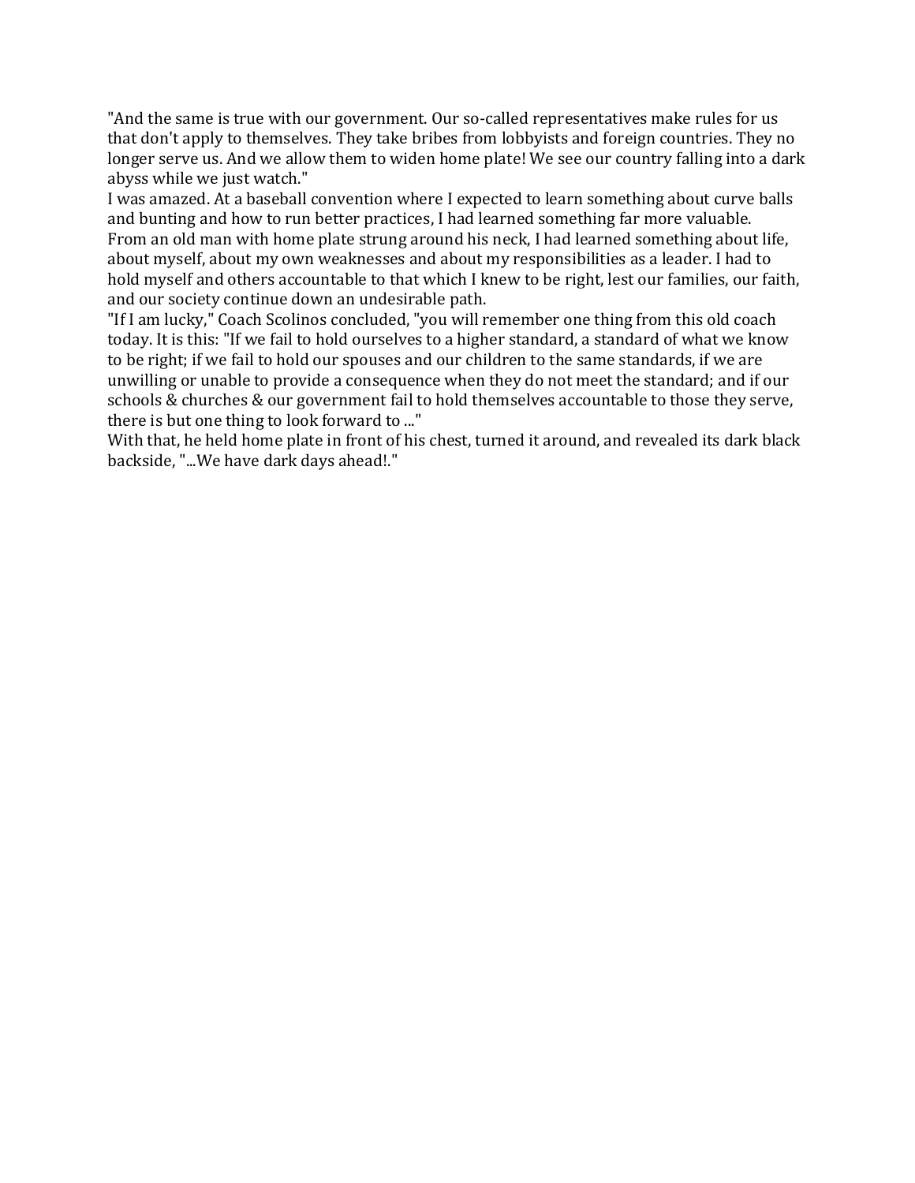"And the same is true with our government. Our so-called representatives make rules for us that don't apply to themselves. They take bribes from lobbyists and foreign countries. They no longer serve us. And we allow them to widen home plate! We see our country falling into a dark abyss while we just watch."

I was amazed. At a baseball convention where I expected to learn something about curve balls and bunting and how to run better practices, I had learned something far more valuable. From an old man with home plate strung around his neck, I had learned something about life, about myself, about my own weaknesses and about my responsibilities as a leader. I had to hold myself and others accountable to that which I knew to be right, lest our families, our faith, and our society continue down an undesirable path.

"If I am lucky," Coach Scolinos concluded, "you will remember one thing from this old coach today. It is this: "If we fail to hold ourselves to a higher standard, a standard of what we know to be right; if we fail to hold our spouses and our children to the same standards, if we are unwilling or unable to provide a consequence when they do not meet the standard; and if our schools & churches & our government fail to hold themselves accountable to those they serve, there is but one thing to look forward to ..."

With that, he held home plate in front of his chest, turned it around, and revealed its dark black backside, "...We have dark days ahead!."